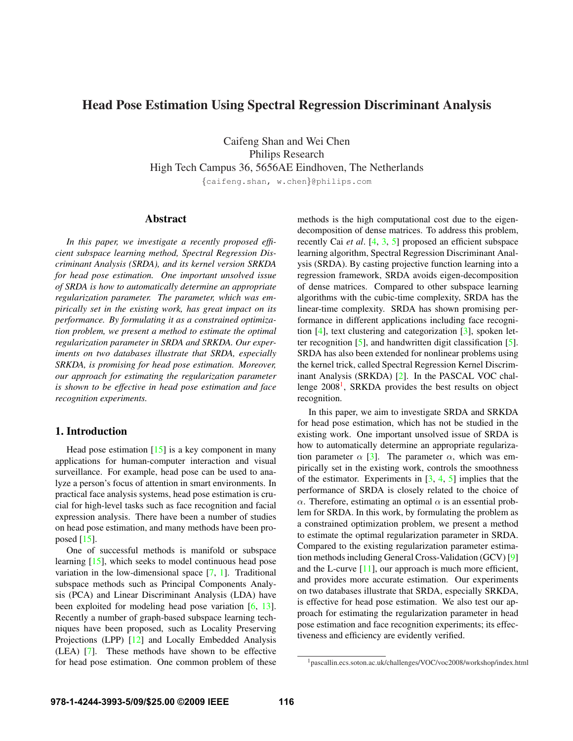# Head Pose Estimation Using Spectral Regression Discriminant Analysis

Caifeng Shan and Wei Chen
Philips Research
High Tech Campus 36, 5656AE Eindhoven, The Netherlands
{caifeng.shan, w.chen}@philips.com

## Abstract

*In this paper, we investigate a recently proposed efficient subspace learning method, Spectral Regression Discriminant Analysis (SRDA), and its kernel version SRKDA for head pose estimation. One important unsolved issue of SRDA is how to automatically determine an appropriate regularization parameter. The parameter, which was empirically set in the existing work, has great impact on its performance. By formulating it as a constrained optimization problem, we present a method to estimate the optimal regularization parameter in SRDA and SRKDA. Our experiments on two databases illustrate that SRDA, especially SRKDA, is promising for head pose estimation. Moreover, our approach for estimating the regularization parameter is shown to be effective in head pose estimation and face recognition experiments.*

## 1. Introduction

Head pose estimation [15] is a key component in many applications for human-computer interaction and visual surveillance. For example, head pose can be used to analyze a person's focus of attention in smart environments. In practical face analysis systems, head pose estimation is crucial for high-level tasks such as face recognition and facial expression analysis. There have been a number of studies on head pose estimation, and many methods have been proposed [15].

One of successful methods is manifold or subspace learning [15], which seeks to model continuous head pose variation in the low-dimensional space [7, 1]. Traditional subspace methods such as Principal Components Analysis (PCA) and Linear Discriminant Analysis (LDA) have been exploited for modeling head pose variation [6, 13]. Recently a number of graph-based subspace learning techniques have been proposed, such as Locality Preserving Projections (LPP) [12] and Locally Embedded Analysis (LEA) [7]. These methods have shown to be effective for head pose estimation. One common problem of these methods is the high computational cost due to the eigen-decomposition of dense matrices. To address this problem, recently Cai *et al*. [4, 3, 5] proposed an efficient subspace learning algorithm, Spectral Regression Discriminant Analysis (SRDA). By casting projective function learning into a regression framework, SRDA avoids eigen-decomposition of dense matrices. Compared to other subspace learning algorithms with the cubic-time complexity, SRDA has the linear-time complexity. SRDA has shown promising performance in different applications including face recognition [4], text clustering and categorization [3], spoken letter recognition [5], and handwritten digit classification [5]. SRDA has also been extended for nonlinear problems using the kernel trick, called Spectral Regression Kernel Discriminant Analysis (SRKDA) [2]. In the PASCAL VOC challenge 2008[1], SRKDA provides the best results on object recognition.

In this paper, we aim to investigate SRDA and SRKDA for head pose estimation, which has not be studied in the existing work. One important unsolved issue of SRDA is how to automatically determine an appropriate regularization parameter $\alpha$ [3]. The parameter $\alpha$, which was empirically set in the existing work, controls the smoothness of the estimator. Experiments in [3, 4, 5] implies that the performance of SRDA is closely related to the choice of $\alpha$. Therefore, estimating an optimal $\alpha$ is an essential problem for SRDA. In this work, by formulating the problem as a constrained optimization problem, we present a method to estimate the optimal regularization parameter in SRDA. Compared to the existing regularization parameter estimation methods including General Cross-Validation (GCV) [9] and the L-curve [11], our approach is much more efficient, and provides more accurate estimation. Our experiments on two databases illustrate that SRDA, especially SRKDA, is effective for head pose estimation. We also test our approach for estimating the regularization parameter in head pose estimation and face recognition experiments; its effectiveness and efficiency are evidently verified.

[1] pascallin.ecs.soton.ac.uk/challenges/VOC/voc2008/workshop/index.html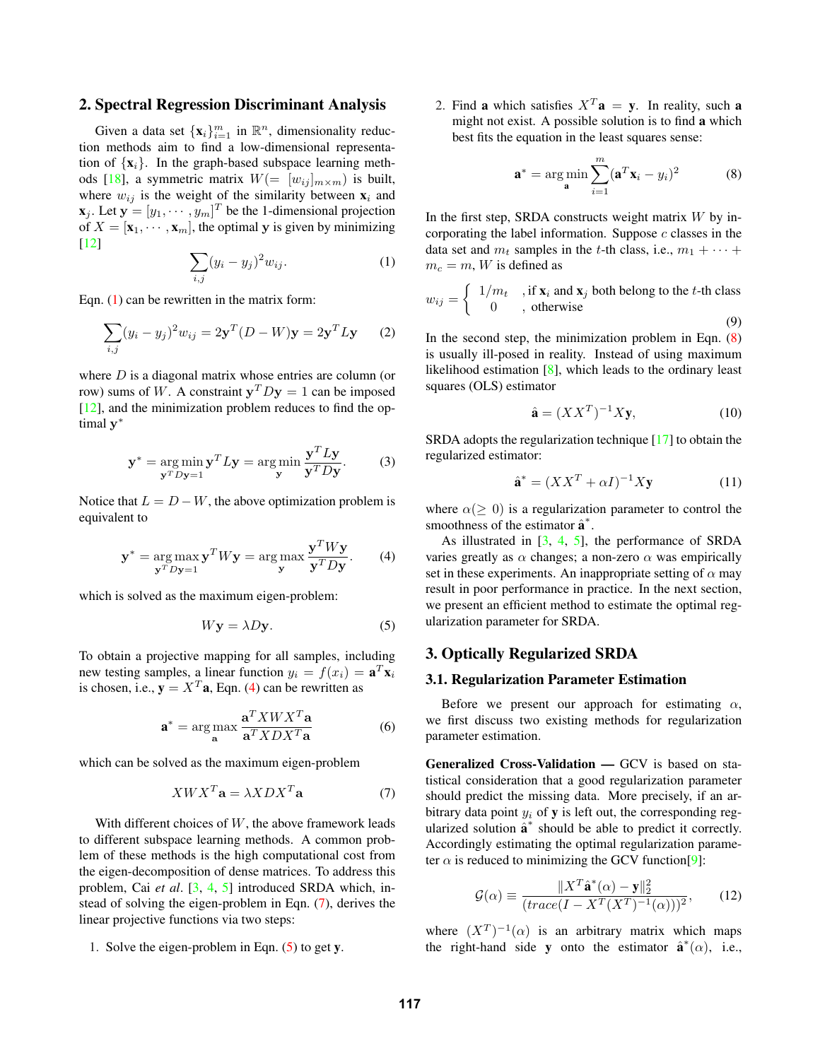## 2. Spectral Regression Discriminant Analysis

Given a data set $\{\mathbf{x}_i\}_{i=1}^m$ in $\mathbb{R}^n$, dimensionality reduction methods aim to find a low-dimensional representation of $\{\mathbf{x}_i\}$. In the graph-based subspace learning methods [18], a symmetric matrix $W(= [w_{ij}]_{m\times m})$ is built, where $w_{ij}$ is the weight of the similarity between $\mathbf{x}_i$ and $\mathbf{x}_j$. Let $\mathbf{y} = [y_1, \cdots, y_m]^T$ be the 1-dimensional projection of $X = [\mathbf{x}_1, \cdots, \mathbf{x}_m]$, the optimal $\mathbf{y}$ is given by minimizing [12]

$$\sum_{i,j}(y_i - y_j)^2 w_{ij}. \tag{1}$$

Eqn. (1) can be rewritten in the matrix form:

$$\sum_{i,j}(y_i - y_j)^2 w_{ij} = 2\mathbf{y}^T(D - W)\mathbf{y} = 2\mathbf{y}^T L\mathbf{y} \tag{2}$$

where $D$ is a diagonal matrix whose entries are column (or row) sums of $W$. A constraint $\mathbf{y}^T D\mathbf{y} = 1$ can be imposed [12], and the minimization problem reduces to find the optimal $\mathbf{y}^*$

$$\mathbf{y}^* = \underset{\mathbf{y}^T D\mathbf{y}=1}{\arg\min}\, \mathbf{y}^T L\mathbf{y} = \arg\min_{\mathbf{y}} \frac{\mathbf{y}^T L\mathbf{y}}{\mathbf{y}^T D\mathbf{y}}. \tag{3}$$

Notice that $L = D - W$, the above optimization problem is equivalent to

$$\mathbf{y}^* = \underset{\mathbf{y}^T D\mathbf{y}=1}{\arg\max}\, \mathbf{y}^T W\mathbf{y} = \arg\max_{\mathbf{y}} \frac{\mathbf{y}^T W\mathbf{y}}{\mathbf{y}^T D\mathbf{y}}. \tag{4}$$

which is solved as the maximum eigen-problem:

$$W\mathbf{y} = \lambda D\mathbf{y}. \tag{5}$$

To obtain a projective mapping for all samples, including new testing samples, a linear function $y_i = f(x_i) = \mathbf{a}^T\mathbf{x}_i$ is chosen, i.e., $\mathbf{y} = X^T\mathbf{a}$, Eqn. (4) can be rewritten as

$$\mathbf{a}^* = \arg\max_{\mathbf{a}} \frac{\mathbf{a}^T XWX^T\mathbf{a}}{\mathbf{a}^T XDX^T\mathbf{a}} \tag{6}$$

which can be solved as the maximum eigen-problem

$$XWX^T\mathbf{a} = \lambda XDX^T\mathbf{a} \tag{7}$$

With different choices of $W$, the above framework leads to different subspace learning methods. A common problem of these methods is the high computational cost from the eigen-decomposition of dense matrices. To address this problem, Cai *et al*. [3, 4, 5] introduced SRDA which, instead of solving the eigen-problem in Eqn. (7), derives the linear projective functions via two steps:

1. Solve the eigen-problem in Eqn. (5) to get $\mathbf{y}$.
2. Find $\mathbf{a}$ which satisfies $X^T\mathbf{a} = \mathbf{y}$. In reality, such $\mathbf{a}$ might not exist. A possible solution is to find $\mathbf{a}$ which best fits the equation in the least squares sense:

$$\mathbf{a}^* = \arg\min_{\mathbf{a}} \sum_{i=1}^{m}(\mathbf{a}^T\mathbf{x}_i - y_i)^2 \tag{8}$$

In the first step, SRDA constructs weight matrix $W$ by incorporating the label information. Suppose $c$ classes in the data set and $m_t$ samples in the $t$-th class, i.e., $m_1 + \cdots + m_c = m$, $W$ is defined as

$$w_{ij} = \begin{cases} 1/m_t & \text{, if } \mathbf{x}_i \text{ and } \mathbf{x}_j \text{ both belong to the } t\text{-th class} \\ 0 & \text{, otherwise} \end{cases} \tag{9}$$

In the second step, the minimization problem in Eqn. (8) is usually ill-posed in reality. Instead of using maximum likelihood estimation [8], which leads to the ordinary least squares (OLS) estimator

$$\hat{\mathbf{a}} = (XX^T)^{-1}X\mathbf{y}, \tag{10}$$

SRDA adopts the regularization technique [17] to obtain the regularized estimator:

$$\hat{\mathbf{a}}^* = (XX^T + \alpha I)^{-1}X\mathbf{y} \tag{11}$$

where $\alpha (\geq 0)$ is a regularization parameter to control the smoothness of the estimator $\hat{\mathbf{a}}^*$.

As illustrated in [3, 4, 5], the performance of SRDA varies greatly as $\alpha$ changes; a non-zero $\alpha$ was empirically set in these experiments. An inappropriate setting of $\alpha$ may result in poor performance in practice. In the next section, we present an efficient method to estimate the optimal regularization parameter for SRDA.

## 3. Optically Regularized SRDA

### 3.1. Regularization Parameter Estimation

Before we present our approach for estimating $\alpha$, we first discuss two existing methods for regularization parameter estimation.

**Generalized Cross-Validation —** GCV is based on statistical consideration that a good regularization parameter should predict the missing data. More precisely, if an arbitrary data point $y_i$ of $\mathbf{y}$ is left out, the corresponding regularized solution $\hat{\mathbf{a}}^*$ should be able to predict it correctly. Accordingly estimating the optimal regularization parameter $\alpha$ is reduced to minimizing the GCV function[9]:

$$\mathcal{G}(\alpha) \equiv \frac{\|X^T\hat{\mathbf{a}}^*(\alpha) - \mathbf{y}\|_2^2}{(trace(I - X^T(X^T)^{-1}(\alpha)))^2}, \tag{12}$$

where $(X^T)^{-1}(\alpha)$ is an arbitrary matrix which maps the right-hand side $\mathbf{y}$ onto the estimator $\hat{\mathbf{a}}^*(\alpha)$, i.e.,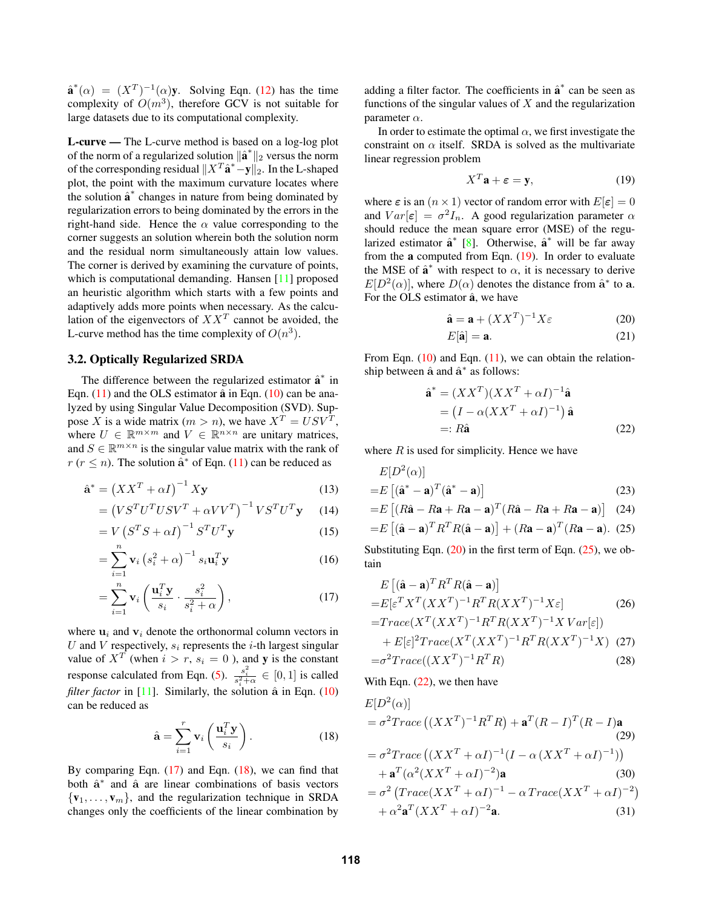$\hat{\mathbf{a}}^*(\alpha) = (X^T)^{-1}(\alpha)\mathbf{y}$. Solving Eqn. (12) has the time complexity of $O(m^3)$, therefore GCV is not suitable for large datasets due to its computational complexity.

**L-curve —** The L-curve method is based on a log-log plot of the norm of a regularized solution $\|\hat{\mathbf{a}}^*\|_2$ versus the norm of the corresponding residual $\|X^T\hat{\mathbf{a}}^* - \mathbf{y}\|_2$. In the L-shaped plot, the point with the maximum curvature locates where the solution $\hat{\mathbf{a}}^*$ changes in nature from being dominated by regularization errors to being dominated by the errors in the right-hand side. Hence the $\alpha$ value corresponding to the corner suggests an solution wherein both the solution norm and the residual norm simultaneously attain low values. The corner is derived by examining the curvature of points, which is computational demanding. Hansen [11] proposed an heuristic algorithm which starts with a few points and adaptively adds more points when necessary. As the calculation of the eigenvectors of $XX^T$ cannot be avoided, the L-curve method has the time complexity of $O(n^3)$.

### 3.2. Optically Regularized SRDA

The difference between the regularized estimator $\hat{\mathbf{a}}^*$ in Eqn. (11) and the OLS estimator $\hat{\mathbf{a}}$ in Eqn. (10) can be analyzed by using Singular Value Decomposition (SVD). Suppose $X$ is a wide matrix ($m > n$), we have $X^T = USV^T$, where $U \in \mathbb{R}^{m\times m}$ and $V \in \mathbb{R}^{n\times n}$ are unitary matrices, and $S \in \mathbb{R}^{m\times n}$ is the singular value matrix with the rank of $r$ ($r \leq n$). The solution $\hat{\mathbf{a}}^*$ of Eqn. (11) can be reduced as

$$\hat{\mathbf{a}}^* = \left(XX^T + \alpha I\right)^{-1} X\mathbf{y} \tag{13}$$

$$= \left(VS^TU^TUSV^T + \alpha VV^T\right)^{-1} VS^TU^T\mathbf{y} \tag{14}$$

$$= V\left(S^TS + \alpha I\right)^{-1} S^TU^T\mathbf{y} \tag{15}$$

$$= \sum_{i=1}^{n} \mathbf{v}_i \left(s_i^2 + \alpha\right)^{-1} s_i\mathbf{u}_i^T\mathbf{y} \tag{16}$$

$$= \sum_{i=1}^{n} \mathbf{v}_i \left(\frac{\mathbf{u}_i^T\mathbf{y}}{s_i} \cdot \frac{s_i^2}{s_i^2+\alpha}\right), \tag{17}$$

where $\mathbf{u}_i$ and $\mathbf{v}_i$ denote the orthonormal column vectors in $U$ and $V$ respectively, $s_i$ represents the $i$-th largest singular value of $X^T$ (when $i > r$, $s_i = 0$ ), and $\mathbf{y}$ is the constant response calculated from Eqn. (5). $\frac{s_i^2}{s_i^2+\alpha} \in [0, 1]$ is called *filter factor* in [11]. Similarly, the solution $\hat{\mathbf{a}}$ in Eqn. (10) can be reduced as

$$\hat{\mathbf{a}} = \sum_{i=1}^{r} \mathbf{v}_i \left(\frac{\mathbf{u}_i^T\mathbf{y}}{s_i}\right). \tag{18}$$

By comparing Eqn. (17) and Eqn. (18), we can find that both $\hat{\mathbf{a}}^*$ and $\hat{\mathbf{a}}$ are linear combinations of basis vectors $\{\mathbf{v}_1, \ldots, \mathbf{v}_m\}$, and the regularization technique in SRDA changes only the coefficients of the linear combination by adding a filter factor. The coefficients in $\hat{\mathbf{a}}^*$ can be seen as functions of the singular values of $X$ and the regularization parameter $\alpha$.

In order to estimate the optimal $\alpha$, we first investigate the constraint on $\alpha$ itself. SRDA is solved as the multivariate linear regression problem

$$X^T\mathbf{a} + \boldsymbol{\varepsilon} = \mathbf{y}, \tag{19}$$

where $\boldsymbol{\varepsilon}$ is an $(n \times 1)$ vector of random error with $E[\boldsymbol{\varepsilon}] = 0$ and $Var[\boldsymbol{\varepsilon}] = \sigma^2 I_n$. A good regularization parameter $\alpha$ should reduce the mean square error (MSE) of the regularized estimator $\hat{\mathbf{a}}^*$ [8]. Otherwise, $\hat{\mathbf{a}}^*$ will be far away from the $\mathbf{a}$ computed from Eqn. (19). In order to evaluate the MSE of $\hat{\mathbf{a}}^*$ with respect to $\alpha$, it is necessary to derive $E[D^2(\alpha)]$, where $D(\alpha)$ denotes the distance from $\hat{\mathbf{a}}^*$ to $\mathbf{a}$. For the OLS estimator $\hat{\mathbf{a}}$, we have

$$\hat{\mathbf{a}} = \mathbf{a} + (XX^T)^{-1}X\varepsilon \tag{20}$$

$$E[\hat{\mathbf{a}}] = \mathbf{a}. \tag{21}$$

From Eqn. (10) and Eqn. (11), we can obtain the relationship between $\hat{\mathbf{a}}$ and $\hat{\mathbf{a}}^*$ as follows:

$$\begin{aligned}\hat{\mathbf{a}}^* &= (XX^T)(XX^T + \alpha I)^{-1}\hat{\mathbf{a}} \\ &= \left(I - \alpha(XX^T + \alpha I)^{-1}\right)\hat{\mathbf{a}} \\ &=: R\hat{\mathbf{a}}\end{aligned} \tag{22}$$

where $R$ is used for simplicity. Hence we have

$$\begin{aligned}&E[D^2(\alpha)] \\ =&E\left[(\hat{\mathbf{a}}^* - \mathbf{a})^T(\hat{\mathbf{a}}^* - \mathbf{a})\right] \qquad (23) \\ =&E\left[(R\hat{\mathbf{a}} - R\mathbf{a} + R\mathbf{a} - \mathbf{a})^T(R\hat{\mathbf{a}} - R\mathbf{a} + R\mathbf{a} - \mathbf{a})\right] \qquad (24) \\ =&E\left[(\hat{\mathbf{a}} - \mathbf{a})^TR^TR(\hat{\mathbf{a}} - \mathbf{a})\right] + (R\mathbf{a} - \mathbf{a})^T(R\mathbf{a} - \mathbf{a}). \qquad (25)\end{aligned}$$

Substituting Eqn. (20) in the first term of Eqn. (25), we obtain

$$\begin{aligned}&E\left[(\hat{\mathbf{a}} - \mathbf{a})^TR^TR(\hat{\mathbf{a}} - \mathbf{a})\right] \\ =&E[\varepsilon^TX^T(XX^T)^{-1}R^TR(XX^T)^{-1}X\varepsilon] \qquad (26) \\ =&Trace(X^T(XX^T)^{-1}R^TR(XX^T)^{-1}X\,Var[\varepsilon]) \\ &+ E[\varepsilon]^2Trace(X^T(XX^T)^{-1}R^TR(XX^T)^{-1}X) \qquad (27) \\ =&\sigma^2Trace((XX^T)^{-1}R^TR) \qquad (28)\end{aligned}$$

With Eqn. (22), we then have

$$\begin{aligned}&E[D^2(\alpha)] \\ &= \sigma^2Trace\left((XX^T)^{-1}R^TR\right) + \mathbf{a}^T(R - I)^T(R - I)\mathbf{a} \qquad (29) \\ &= \sigma^2Trace\left((XX^T + \alpha I)^{-1}(I - \alpha\,(XX^T + \alpha I)^{-1})\right) \\ &\quad + \mathbf{a}^T(\alpha^2(XX^T + \alpha I)^{-2})\mathbf{a} \qquad (30) \\ &= \sigma^2\left(Trace(XX^T + \alpha I)^{-1} - \alpha\,Trace(XX^T + \alpha I)^{-2}\right) \\ &\quad + \alpha^2\mathbf{a}^T(XX^T + \alpha I)^{-2}\mathbf{a}. \qquad (31)\end{aligned}$$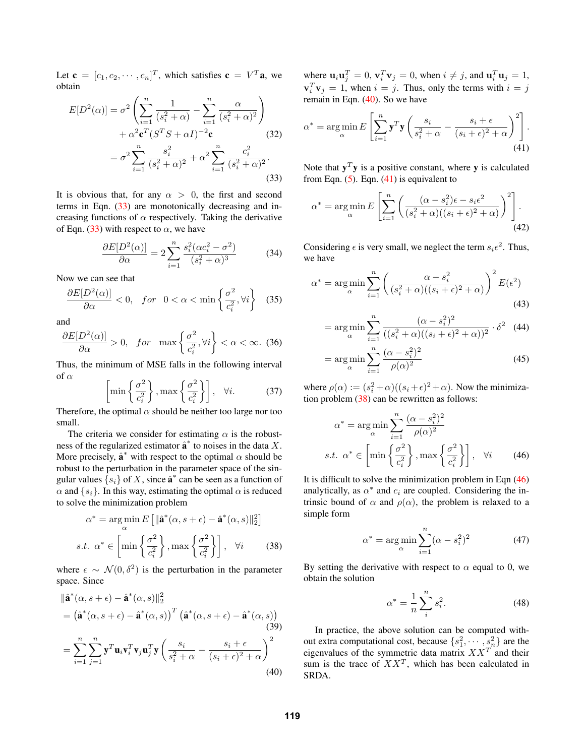Let $\mathbf{c} = [c_1, c_2, \cdots, c_n]^T$, which satisfies $\mathbf{c} = V^T\mathbf{a}$, we obtain

$$
\begin{aligned}
E[D^2(\alpha)] &= \sigma^2 \left( \sum_{i=1}^{n} \frac{1}{(s_i^2+\alpha)} - \sum_{i=1}^{n} \frac{\alpha}{(s_i^2+\alpha)^2} \right) \\
&\quad + \alpha^2 \mathbf{c}^T (S^T S + \alpha I)^{-2} \mathbf{c} \qquad (32) \\
&= \sigma^2 \sum_{i=1}^{n} \frac{s_i^2}{(s_i^2+\alpha)^2} + \alpha^2 \sum_{i=1}^{n} \frac{c_i^2}{(s_i^2+\alpha)^2}. \qquad (33)
\end{aligned}
$$

It is obvious that, for any $\alpha > 0$, the first and second terms in Eqn. (33) are monotonically decreasing and increasing functions of $\alpha$ respectively. Taking the derivative of Eqn. (33) with respect to $\alpha$, we have

$$
\frac{\partial E[D^2(\alpha)]}{\partial \alpha} = 2 \sum_{i=1}^{n} \frac{s_i^2(\alpha c_i^2 - \sigma^2)}{(s_i^2+\alpha)^3} \qquad (34)
$$

Now we can see that

$$
\frac{\partial E[D^2(\alpha)]}{\partial \alpha} < 0, \quad for \quad 0 < \alpha < \min\left\{ \frac{\sigma^2}{c_i^2}, \forall i \right\} \qquad (35)
$$

and

$$
\frac{\partial E[D^2(\alpha)]}{\partial \alpha} > 0, \quad for \quad \max\left\{ \frac{\sigma^2}{c_i^2}, \forall i \right\} < \alpha < \infty. \qquad (36)
$$

Thus, the minimum of MSE falls in the following interval of $\alpha$

$$
\left[ \min\left\{ \frac{\sigma^2}{c_i^2} \right\}, \max\left\{ \frac{\sigma^2}{c_i^2} \right\} \right], \quad \forall i. \qquad (37)
$$

Therefore, the optimal $\alpha$ should be neither too large nor too small.

The criteria we consider for estimating $\alpha$ is the robustness of the regularized estimator $\hat{\mathbf{a}}^*$ to noises in the data $X$. More precisely, $\hat{\mathbf{a}}^*$ with respect to the optimal $\alpha$ should be robust to the perturbation in the parameter space of the singular values $\{s_i\}$ of $X$, since $\hat{\mathbf{a}}^*$ can be seen as a function of $\alpha$ and $\{s_i\}$. In this way, estimating the optimal $\alpha$ is reduced to solve the minimization problem

$$
\begin{aligned}
\alpha^* &= \arg\min_{\alpha} E\left[ \|\hat{\mathbf{a}}^*(\alpha, s+\epsilon) - \hat{\mathbf{a}}^*(\alpha, s)\|_2^2 \right] \\
s.t. \ \alpha^* &\in \left[ \min\left\{ \frac{\sigma^2}{c_i^2} \right\}, \max\left\{ \frac{\sigma^2}{c_i^2} \right\} \right], \quad \forall i \qquad (38)
\end{aligned}
$$

where $\epsilon \sim \mathcal{N}(0, \delta^2)$ is the perturbation in the parameter space. Since

$$
\begin{aligned}
&\|\hat{\mathbf{a}}^*(\alpha, s+\epsilon) - \hat{\mathbf{a}}^*(\alpha, s)\|_2^2 \\
&= \left(\hat{\mathbf{a}}^*(\alpha, s+\epsilon) - \hat{\mathbf{a}}^*(\alpha, s)\right)^T \left(\hat{\mathbf{a}}^*(\alpha, s+\epsilon) - \hat{\mathbf{a}}^*(\alpha, s)\right) \qquad (39) \\
&= \sum_{i=1}^{n} \sum_{j=1}^{n} \mathbf{y}^T \mathbf{u}_i \mathbf{v}_i^T \mathbf{v}_j \mathbf{u}_j^T \mathbf{y} \left( \frac{s_i}{s_i^2+\alpha} - \frac{s_i+\epsilon}{(s_i+\epsilon)^2+\alpha} \right)^2 \qquad (40)
\end{aligned}
$$

where $\mathbf{u}_i\mathbf{u}_j^T = 0$, $\mathbf{v}_i^T\mathbf{v}_j = 0$, when $i \neq j$, and $\mathbf{u}_i^T\mathbf{u}_j = 1$, $\mathbf{v}_i^T\mathbf{v}_j = 1$, when $i = j$. Thus, only the terms with $i = j$ remain in Eqn. (40). So we have

$$
\alpha^* = \arg\min_{\alpha} E\left[ \sum_{i=1}^{n} \mathbf{y}^T\mathbf{y} \left( \frac{s_i}{s_i^2+\alpha} - \frac{s_i+\epsilon}{(s_i+\epsilon)^2+\alpha} \right)^2 \right]. \qquad (41)
$$

Note that $\mathbf{y}^T\mathbf{y}$ is a positive constant, where $\mathbf{y}$ is calculated from Eqn. (5). Eqn. (41) is equivalent to

$$
\alpha^* = \arg\min_{\alpha} E\left[ \sum_{i=1}^{n} \left( \frac{(\alpha - s_i^2)\epsilon - s_i\epsilon^2}{(s_i^2+\alpha)((s_i+\epsilon)^2+\alpha)} \right)^2 \right]. \qquad (42)
$$

Considering $\epsilon$ is very small, we neglect the term $s_i\epsilon^2$. Thus, we have

$$
\begin{aligned}
\alpha^* &= \arg\min_{\alpha} \sum_{i=1}^{n} \left( \frac{\alpha - s_i^2}{(s_i^2+\alpha)((s_i+\epsilon)^2+\alpha)} \right)^2 E(\epsilon^2) \qquad (43) \\
&= \arg\min_{\alpha} \sum_{i=1}^{n} \frac{(\alpha - s_i^2)^2}{((s_i^2+\alpha)((s_i+\epsilon)^2+\alpha))^2} \cdot \delta^2 \qquad (44) \\
&= \arg\min_{\alpha} \sum_{i=1}^{n} \frac{(\alpha - s_i^2)^2}{\rho(\alpha)^2} \qquad (45)
\end{aligned}
$$

where $\rho(\alpha) := (s_i^2+\alpha)((s_i+\epsilon)^2+\alpha)$. Now the minimization problem (38) can be rewritten as follows:

$$
\begin{aligned}
\alpha^* &= \arg\min_{\alpha} \sum_{i=1}^{n} \frac{(\alpha - s_i^2)^2}{\rho(\alpha)^2} \\
s.t. \ \alpha^* &\in \left[ \min\left\{ \frac{\sigma^2}{c_i^2} \right\}, \max\left\{ \frac{\sigma^2}{c_i^2} \right\} \right], \quad \forall i \qquad (46)
\end{aligned}
$$

It is difficult to solve the minimization problem in Eqn (46) analytically, as $\alpha^*$ and $c_i$ are coupled. Considering the intrinsic bound of $\alpha$ and $\rho(\alpha)$, the problem is relaxed to a simple form

$$
\alpha^* = \arg\min_{\alpha} \sum_{i=1}^{n} (\alpha - s_i^2)^2 \qquad (47)
$$

By setting the derivative with respect to $\alpha$ equal to 0, we obtain the solution

$$
\alpha^* = \frac{1}{n} \sum_{i}^{n} s_i^2. \qquad (48)
$$

In practice, the above solution can be computed without extra computational cost, because $\{s_1^2, \cdots, s_n^2\}$ are the eigenvalues of the symmetric data matrix $XX^T$ and their sum is the trace of $XX^T$, which has been calculated in SRDA.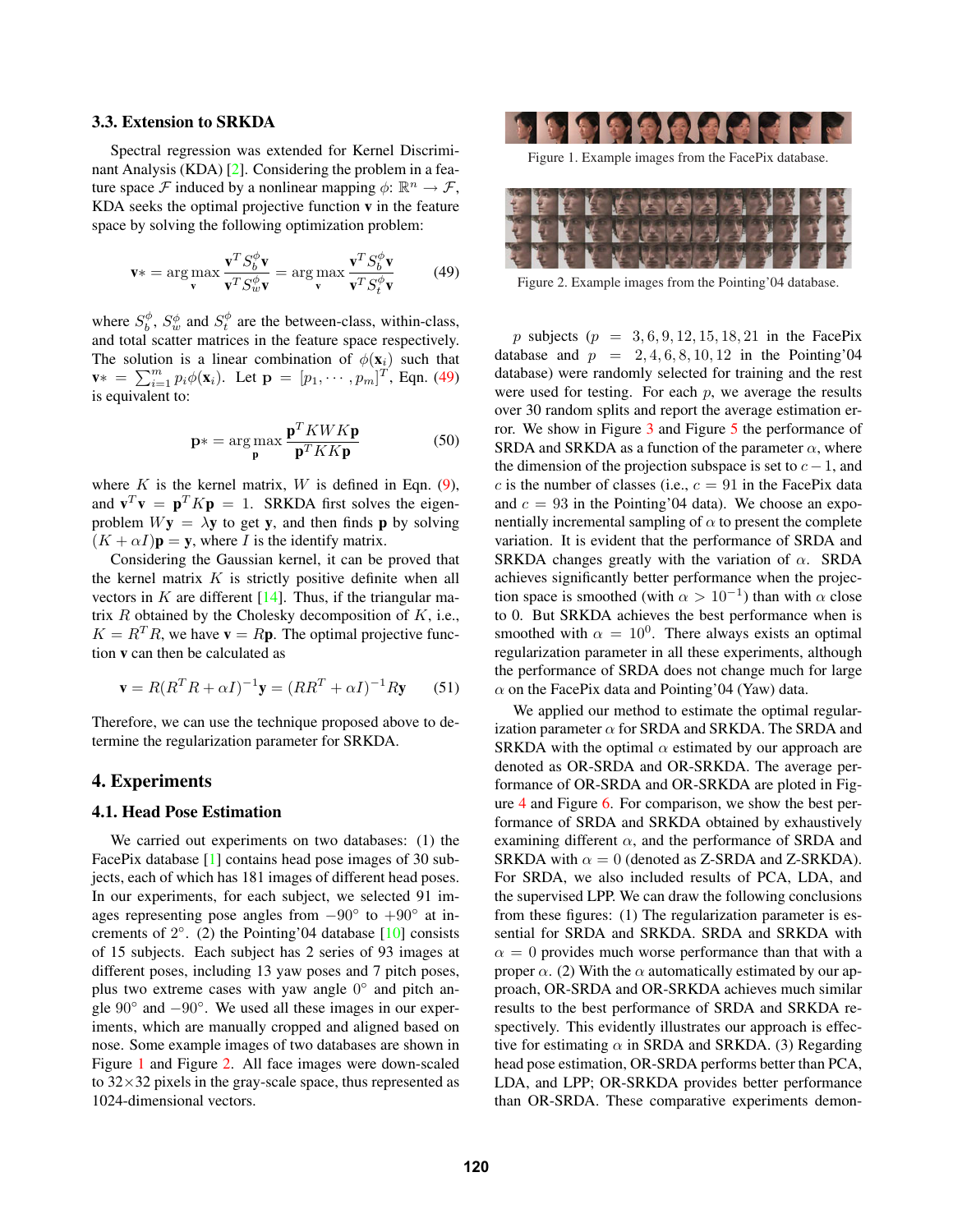### 3.3. Extension to SRKDA

Spectral regression was extended for Kernel Discriminant Analysis (KDA) [2]. Considering the problem in a feature space $\mathcal{F}$ induced by a nonlinear mapping $\phi$: $\mathbb{R}^n \rightarrow \mathcal{F}$, KDA seeks the optimal projective function $\mathbf{v}$ in the feature space by solving the following optimization problem:

$$\mathbf{v}* = \arg\max_{\mathbf{v}} \frac{\mathbf{v}^T S_b^{\phi} \mathbf{v}}{\mathbf{v}^T S_w^{\phi} \mathbf{v}} = \arg\max_{\mathbf{v}} \frac{\mathbf{v}^T S_b^{\phi} \mathbf{v}}{\mathbf{v}^T S_t^{\phi} \mathbf{v}} \tag{49}$$

where $S_b^{\phi}$, $S_w^{\phi}$ and $S_t^{\phi}$ are the between-class, within-class, and total scatter matrices in the feature space respectively. The solution is a linear combination of $\phi(\mathbf{x}_i)$ such that $\mathbf{v}* = \sum_{i=1}^{m} p_i \phi(\mathbf{x}_i)$. Let $\mathbf{p} = [p_1, \cdots, p_m]^T$, Eqn. (49) is equivalent to:

$$\mathbf{p}* = \arg\max_{\mathbf{p}} \frac{\mathbf{p}^T K W K \mathbf{p}}{\mathbf{p}^T K K \mathbf{p}} \tag{50}$$

where $K$ is the kernel matrix, $W$ is defined in Eqn. (9), and $\mathbf{v}^T\mathbf{v} = \mathbf{p}^T K \mathbf{p} = 1$. SRKDA first solves the eigen-problem $W\mathbf{y} = \lambda\mathbf{y}$ to get $\mathbf{y}$, and then finds $\mathbf{p}$ by solving $(K + \alpha I)\mathbf{p} = \mathbf{y}$, where $I$ is the identify matrix.

Considering the Gaussian kernel, it can be proved that the kernel matrix $K$ is strictly positive definite when all vectors in $K$ are different [14]. Thus, if the triangular matrix $R$ obtained by the Cholesky decomposition of $K$, i.e., $K = R^T R$, we have $\mathbf{v} = R\mathbf{p}$. The optimal projective function $\mathbf{v}$ can then be calculated as

$$\mathbf{v} = R(R^T R + \alpha I)^{-1}\mathbf{y} = (RR^T + \alpha I)^{-1} R\mathbf{y} \tag{51}$$

Therefore, we can use the technique proposed above to determine the regularization parameter for SRKDA.

## 4. Experiments

### 4.1. Head Pose Estimation

We carried out experiments on two databases: (1) the FacePix database [1] contains head pose images of 30 subjects, each of which has 181 images of different head poses. In our experiments, for each subject, we selected 91 images representing pose angles from $-90°$ to $+90°$ at increments of $2°$. (2) the Pointing'04 database [10] consists of 15 subjects. Each subject has 2 series of 93 images at different poses, including 13 yaw poses and 7 pitch poses, plus two extreme cases with yaw angle $0°$ and pitch angle $90°$ and $-90°$. We used all these images in our experiments, which are manually cropped and aligned based on nose. Some example images of two databases are shown in Figure 1 and Figure 2. All face images were down-scaled to $32\times32$ pixels in the gray-scale space, thus represented as 1024-dimensional vectors.

Figure 1. Example images from the FacePix database.

Figure 2. Example images from the Pointing'04 database.

$p$ subjects ($p = 3, 6, 9, 12, 15, 18, 21$ in the FacePix database and $p = 2, 4, 6, 8, 10, 12$ in the Pointing'04 database) were randomly selected for training and the rest were used for testing. For each $p$, we average the results over 30 random splits and report the average estimation error. We show in Figure 3 and Figure 5 the performance of SRDA and SRKDA as a function of the parameter $\alpha$, where the dimension of the projection subspace is set to $c - 1$, and $c$ is the number of classes (i.e., $c = 91$ in the FacePix data and $c = 93$ in the Pointing'04 data). We choose an exponentially incremental sampling of $\alpha$ to present the complete variation. It is evident that the performance of SRDA and SRKDA changes greatly with the variation of $\alpha$. SRDA achieves significantly better performance when the projection space is smoothed (with $\alpha > 10^{-1}$) than with $\alpha$ close to 0. But SRKDA achieves the best performance when is smoothed with $\alpha = 10^0$. There always exists an optimal regularization parameter in all these experiments, although the performance of SRDA does not change much for large $\alpha$ on the FacePix data and Pointing'04 (Yaw) data.

We applied our method to estimate the optimal regularization parameter $\alpha$ for SRDA and SRKDA. The SRDA and SRKDA with the optimal $\alpha$ estimated by our approach are denoted as OR-SRDA and OR-SRKDA. The average performance of OR-SRDA and OR-SRKDA are ploted in Figure 4 and Figure 6. For comparison, we show the best performance of SRDA and SRKDA obtained by exhaustively examining different $\alpha$, and the performance of SRDA and SRKDA with $\alpha = 0$ (denoted as Z-SRDA and Z-SRKDA). For SRDA, we also included results of PCA, LDA, and the supervised LPP. We can draw the following conclusions from these figures: (1) The regularization parameter is essential for SRDA and SRKDA. SRDA and SRKDA with $\alpha = 0$ provides much worse performance than that with a proper $\alpha$. (2) With the $\alpha$ automatically estimated by our approach, OR-SRDA and OR-SRKDA achieves much similar results to the best performance of SRDA and SRKDA respectively. This evidently illustrates our approach is effective for estimating $\alpha$ in SRDA and SRKDA. (3) Regarding head pose estimation, OR-SRDA performs better than PCA, LDA, and LPP; OR-SRKDA provides better performance than OR-SRDA. These comparative experiments demon-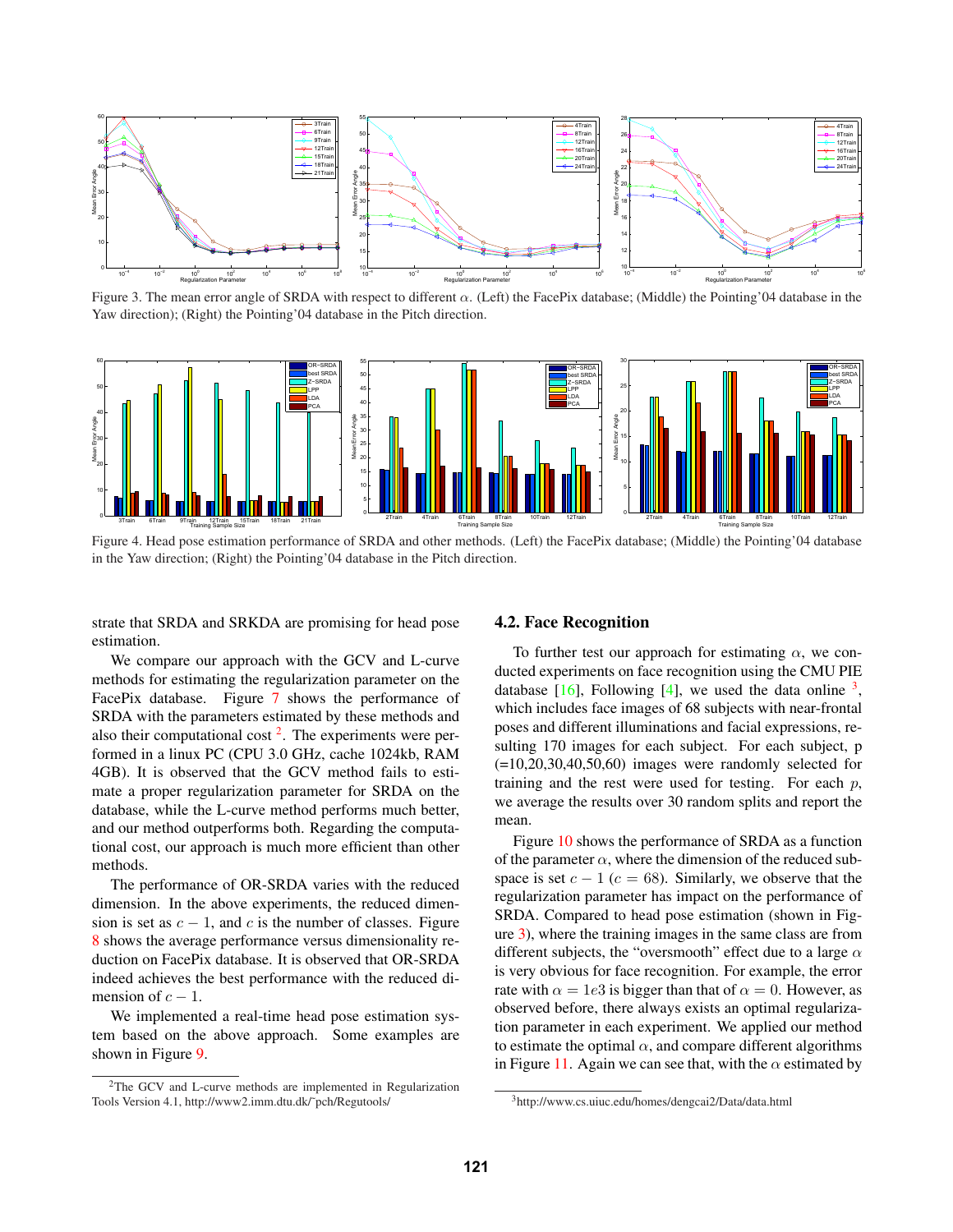Figure 3. The mean error angle of SRDA with respect to different $\alpha$. (Left) the FacePix database; (Middle) the Pointing'04 database in the Yaw direction); (Right) the Pointing'04 database in the Pitch direction.

Figure 4. Head pose estimation performance of SRDA and other methods. (Left) the FacePix database; (Middle) the Pointing'04 database in the Yaw direction; (Right) the Pointing'04 database in the Pitch direction.

strate that SRDA and SRKDA are promising for head pose estimation.

We compare our approach with the GCV and L-curve methods for estimating the regularization parameter on the FacePix database. Figure 7 shows the performance of SRDA with the parameters estimated by these methods and also their computational cost [2]. The experiments were performed in a linux PC (CPU 3.0 GHz, cache 1024kb, RAM 4GB). It is observed that the GCV method fails to estimate a proper regularization parameter for SRDA on the database, while the L-curve method performs much better, and our method outperforms both. Regarding the computational cost, our approach is much more efficient than other methods.

The performance of OR-SRDA varies with the reduced dimension. In the above experiments, the reduced dimension is set as $c - 1$, and $c$ is the number of classes. Figure 8 shows the average performance versus dimensionality reduction on FacePix database. It is observed that OR-SRDA indeed achieves the best performance with the reduced dimension of $c - 1$.

We implemented a real-time head pose estimation system based on the above approach. Some examples are shown in Figure 9.

[2]The GCV and L-curve methods are implemented in Regularization Tools Version 4.1, http://www2.imm.dtu.dk/~pch/Regutools/

## 4.2. Face Recognition

To further test our approach for estimating $\alpha$, we conducted experiments on face recognition using the CMU PIE database [16], Following [4], we used the data online [3], which includes face images of 68 subjects with near-frontal poses and different illuminations and facial expressions, resulting 170 images for each subject. For each subject, p (=10,20,30,40,50,60) images were randomly selected for training and the rest were used for testing. For each $p$, we average the results over 30 random splits and report the mean.

Figure 10 shows the performance of SRDA as a function of the parameter $\alpha$, where the dimension of the reduced subspace is set $c - 1$ ($c = 68$). Similarly, we observe that the regularization parameter has impact on the performance of SRDA. Compared to head pose estimation (shown in Figure 3), where the training images in the same class are from different subjects, the "oversmooth" effect due to a large $\alpha$ is very obvious for face recognition. For example, the error rate with $\alpha = 1e3$ is bigger than that of $\alpha = 0$. However, as observed before, there always exists an optimal regularization parameter in each experiment. We applied our method to estimate the optimal $\alpha$, and compare different algorithms in Figure 11. Again we can see that, with the $\alpha$ estimated by

[3]http://www.cs.uiuc.edu/homes/dengcai2/Data/data.html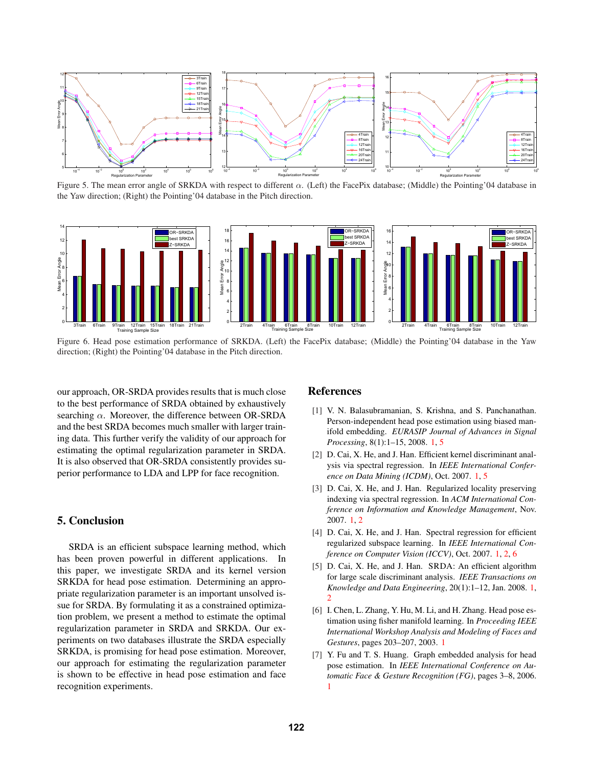Figure 5. The mean error angle of SRKDA with respect to different $\alpha$. (Left) the FacePix database; (Middle) the Pointing'04 database in the Yaw direction; (Right) the Pointing'04 database in the Pitch direction.

Figure 6. Head pose estimation performance of SRKDA. (Left) the FacePix database; (Middle) the Pointing'04 database in the Yaw direction; (Right) the Pointing'04 database in the Pitch direction.

our approach, OR-SRDA provides results that is much close to the best performance of SRDA obtained by exhaustively searching $\alpha$. Moreover, the difference between OR-SRDA and the best SRDA becomes much smaller with larger training data. This further verify the validity of our approach for estimating the optimal regularization parameter in SRDA. It is also observed that OR-SRDA consistently provides superior performance to LDA and LPP for face recognition.

## 5. Conclusion

SRDA is an efficient subspace learning method, which has been proven powerful in different applications. In this paper, we investigate SRDA and its kernel version SRKDA for head pose estimation. Determining an appropriate regularization parameter is an important unsolved issue for SRDA. By formulating it as a constrained optimization problem, we present a method to estimate the optimal regularization parameter in SRDA and SRKDA. Our experiments on two databases illustrate the SRDA especially SRKDA, is promising for head pose estimation. Moreover, our approach for estimating the regularization parameter is shown to be effective in head pose estimation and face recognition experiments.

## References

[1] V. N. Balasubramanian, S. Krishna, and S. Panchanathan. Person-independent head pose estimation using biased manifold embedding. *EURASIP Journal of Advances in Signal Processing*, 8(1):1–15, 2008. 1, 5

[2] D. Cai, X. He, and J. Han. Efficient kernel discriminant analysis via spectral regression. In *IEEE International Conference on Data Mining (ICDM)*, Oct. 2007. 1, 5

[3] D. Cai, X. He, and J. Han. Regularized locality preserving indexing via spectral regression. In *ACM International Conference on Information and Knowledge Management*, Nov. 2007. 1, 2

[4] D. Cai, X. He, and J. Han. Spectral regression for efficient regularized subspace learning. In *IEEE International Conference on Computer Vision (ICCV)*, Oct. 2007. 1, 2, 6

[5] D. Cai, X. He, and J. Han. SRDA: An efficient algorithm for large scale discriminant analysis. *IEEE Transactions on Knowledge and Data Engineering*, 20(1):1–12, Jan. 2008. 1, 2

[6] I. Chen, L. Zhang, Y. Hu, M. Li, and H. Zhang. Head pose estimation using fisher manifold learning. In *Proceeding IEEE International Workshop Analysis and Modeling of Faces and Gestures*, pages 203–207, 2003. 1

[7] Y. Fu and T. S. Huang. Graph embedded analysis for head pose estimation. In *IEEE International Conference on Automatic Face & Gesture Recognition (FG)*, pages 3–8, 2006. 1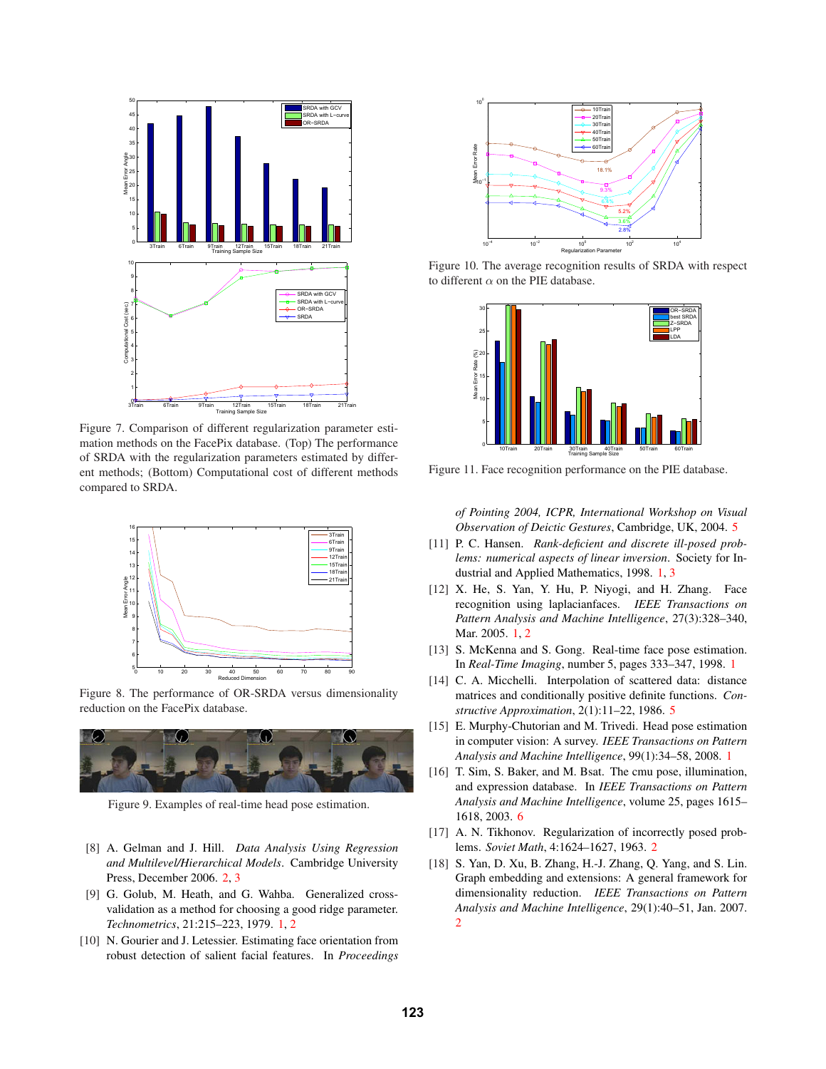50
45
40
35
30
25
20
15
10
5
0

Mean Error Angle

SRDA with GCV
SRDA with L−curve
OR−SRDA

3Train 6Train 9Train 12Train 15Train 18Train 21Train
Training Sample Size

10
9
8
7
6
5
4
3
2
1
0

Computational Cost (sec.)

SRDA with GCV
SRDA with L−curve
OR−SRDA
SRDA

3Train 6Train 9Train 12Train 15Train 18Train 21Train
Training Sample Size

Figure 7. Comparison of different regularization parameter estimation methods on the FacePix database. (Top) The performance of SRDA with the regularization parameters estimated by different methods; (Bottom) Computational cost of different methods compared to SRDA.

16
15
14
13
12
11
10
9
8
7
6
5

Mean Error Angle

3Train
6Train
9Train
12Train
15Train
18Train
21Train

0 10 20 30 40 50 60 70 80 90
Reduced Dimension

Figure 8. The performance of OR-SRDA versus dimensionality reduction on the FacePix database.

Figure 9. Examples of real-time head pose estimation.

[8] A. Gelman and J. Hill. *Data Analysis Using Regression and Multilevel/Hierarchical Models*. Cambridge University Press, December 2006. 2, 3

[9] G. Golub, M. Heath, and G. Wahba. Generalized cross-validation as a method for choosing a good ridge parameter. *Technometrics*, 21:215–223, 1979. 1, 2

[10] N. Gourier and J. Letessier. Estimating face orientation from robust detection of salient facial features. In *Proceedings of Pointing 2004, ICPR, International Workshop on Visual Observation of Deictic Gestures*, Cambridge, UK, 2004. 5

$10^0$

$10^{-1}$

Mean Error Rate

10Train
20Train
30Train
40Train
50Train
60Train

18.1%
9.3%
6.1%
5.2%
3.6%
2.8%

$10^{-4}$ $10^{-2}$ $10^0$ $10^2$ $10^4$
Regularization Parameter

Figure 10. The average recognition results of SRDA with respect to different $\alpha$ on the PIE database.

30
25
20
15
10
5
0

Mean Error Rate (%)

OR−SRDA
best SRDA
Z−SRDA
LPP
LDA

10Train 20Train 30Train 40Train 50Train 60Train
Training Sample Size

Figure 11. Face recognition performance on the PIE database.

[11] P. C. Hansen. *Rank-deficient and discrete ill-posed problems: numerical aspects of linear inversion*. Society for Industrial and Applied Mathematics, 1998. 1, 3

[12] X. He, S. Yan, Y. Hu, P. Niyogi, and H. Zhang. Face recognition using laplacianfaces. *IEEE Transactions on Pattern Analysis and Machine Intelligence*, 27(3):328–340, Mar. 2005. 1, 2

[13] S. McKenna and S. Gong. Real-time face pose estimation. In *Real-Time Imaging*, number 5, pages 333–347, 1998. 1

[14] C. A. Micchelli. Interpolation of scattered data: distance matrices and conditionally positive definite functions. *Constructive Approximation*, 2(1):11–22, 1986. 5

[15] E. Murphy-Chutorian and M. Trivedi. Head pose estimation in computer vision: A survey. *IEEE Transactions on Pattern Analysis and Machine Intelligence*, 99(1):34–58, 2008. 1

[16] T. Sim, S. Baker, and M. Bsat. The cmu pose, illumination, and expression database. In *IEEE Transactions on Pattern Analysis and Machine Intelligence*, volume 25, pages 1615–1618, 2003. 6

[17] A. N. Tikhonov. Regularization of incorrectly posed problems. *Soviet Math*, 4:1624–1627, 1963. 2

[18] S. Yan, D. Xu, B. Zhang, H.-J. Zhang, Q. Yang, and S. Lin. Graph embedding and extensions: A general framework for dimensionality reduction. *IEEE Transactions on Pattern Analysis and Machine Intelligence*, 29(1):40–51, Jan. 2007. 2